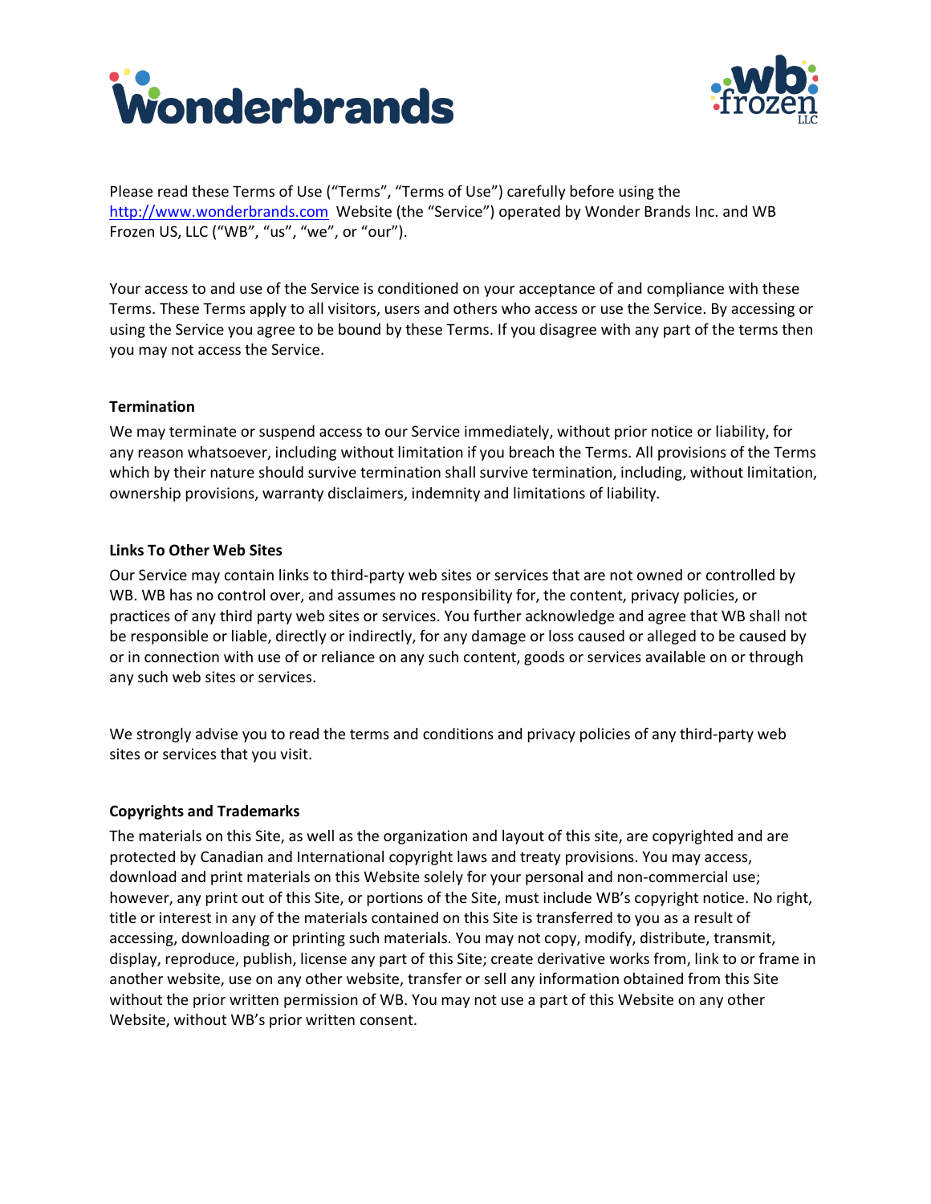Please read these Terms of Use (“Terms”, “Terms of Use”) carefully before using the http://www.wonderbrands.com Website (the “Service”) operated by Wonder Brands Inc. and WB Frozen US, LLC (“WB”, “us”, “we”, or “our”).

Your access to and use of the Service is conditioned on your acceptance of and compliance with these Terms. These Terms apply to all visitors, users and others who access or use the Service. By accessing or using the Service you agree to be bound by these Terms. If you disagree with any part of the terms then you may not access the Service.

**Termination**

We may terminate or suspend access to our Service immediately, without prior notice or liability, for any reason whatsoever, including without limitation if you breach the Terms. All provisions of the Terms which by their nature should survive termination shall survive termination, including, without limitation, ownership provisions, warranty disclaimers, indemnity and limitations of liability.

**Links To Other Web Sites**

Our Service may contain links to third-party web sites or services that are not owned or controlled by WB. WB has no control over, and assumes no responsibility for, the content, privacy policies, or practices of any third party web sites or services. You further acknowledge and agree that WB shall not be responsible or liable, directly or indirectly, for any damage or loss caused or alleged to be caused by or in connection with use of or reliance on any such content, goods or services available on or through any such web sites or services.

We strongly advise you to read the terms and conditions and privacy policies of any third-party web sites or services that you visit.

**Copyrights and Trademarks**

The materials on this Site, as well as the organization and layout of this site, are copyrighted and are protected by Canadian and International copyright laws and treaty provisions. You may access, download and print materials on this Website solely for your personal and non-commercial use; however, any print out of this Site, or portions of the Site, must include WB’s copyright notice. No right, title or interest in any of the materials contained on this Site is transferred to you as a result of accessing, downloading or printing such materials. You may not copy, modify, distribute, transmit, display, reproduce, publish, license any part of this Site; create derivative works from, link to or frame in another website, use on any other website, transfer or sell any information obtained from this Site without the prior written permission of WB. You may not use a part of this Website on any other Website, without WB’s prior written consent.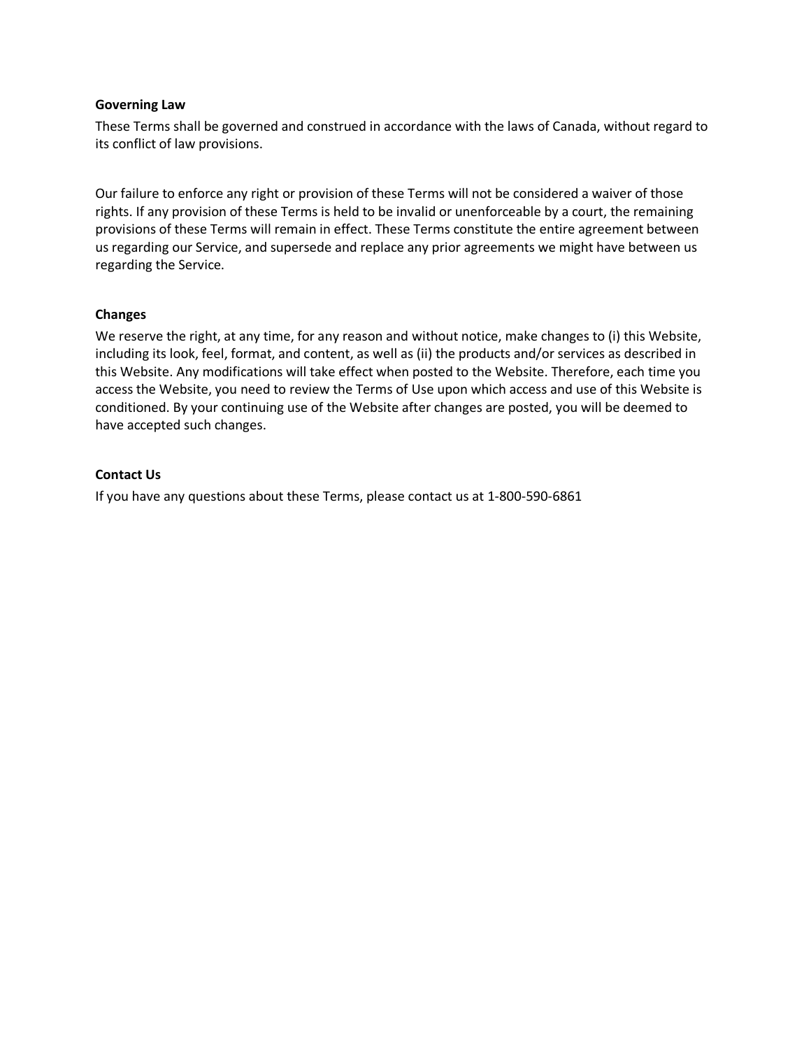**Governing Law**

These Terms shall be governed and construed in accordance with the laws of Canada, without regard to its conflict of law provisions.

Our failure to enforce any right or provision of these Terms will not be considered a waiver of those rights. If any provision of these Terms is held to be invalid or unenforceable by a court, the remaining provisions of these Terms will remain in effect. These Terms constitute the entire agreement between us regarding our Service, and supersede and replace any prior agreements we might have between us regarding the Service.

**Changes**

We reserve the right, at any time, for any reason and without notice, make changes to (i) this Website, including its look, feel, format, and content, as well as (ii) the products and/or services as described in this Website. Any modifications will take effect when posted to the Website. Therefore, each time you access the Website, you need to review the Terms of Use upon which access and use of this Website is conditioned. By your continuing use of the Website after changes are posted, you will be deemed to have accepted such changes.

**Contact Us**

If you have any questions about these Terms, please contact us at 1-800-590-6861